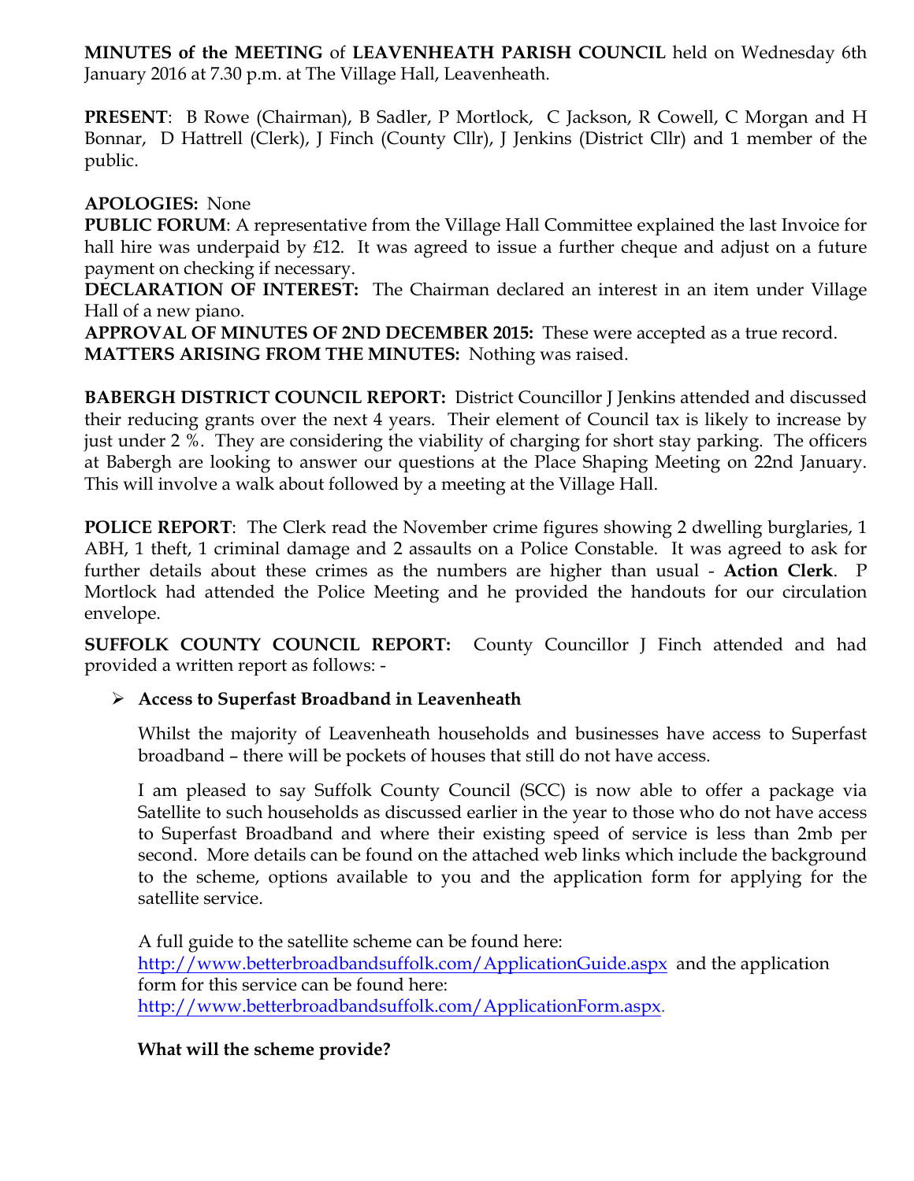**MINUTES of the MEETING** of **LEAVENHEATH PARISH COUNCIL** held on Wednesday 6th January 2016 at 7.30 p.m. at The Village Hall, Leavenheath.

**PRESENT**: B Rowe (Chairman), B Sadler, P Mortlock, C Jackson, R Cowell, C Morgan and H Bonnar, D Hattrell (Clerk), J Finch (County Cllr), J Jenkins (District Cllr) and 1 member of the public.

**APOLOGIES:** None

**PUBLIC FORUM**: A representative from the Village Hall Committee explained the last Invoice for hall hire was underpaid by £12. It was agreed to issue a further cheque and adjust on a future payment on checking if necessary.

**DECLARATION OF INTEREST:** The Chairman declared an interest in an item under Village Hall of a new piano.

**APPROVAL OF MINUTES OF 2ND DECEMBER 2015:** These were accepted as a true record.

**MATTERS ARISING FROM THE MINUTES:** Nothing was raised.

**BABERGH DISTRICT COUNCIL REPORT:** District Councillor J Jenkins attended and discussed their reducing grants over the next 4 years. Their element of Council tax is likely to increase by just under 2 %. They are considering the viability of charging for short stay parking. The officers at Babergh are looking to answer our questions at the Place Shaping Meeting on 22nd January. This will involve a walk about followed by a meeting at the Village Hall.

**POLICE REPORT**: The Clerk read the November crime figures showing 2 dwelling burglaries, 1 ABH, 1 theft, 1 criminal damage and 2 assaults on a Police Constable. It was agreed to ask for further details about these crimes as the numbers are higher than usual - **Action Clerk**. P Mortlock had attended the Police Meeting and he provided the handouts for our circulation envelope.

**SUFFOLK COUNTY COUNCIL REPORT:** County Councillor J Finch attended and had provided a written report as follows: -

- **Access to Superfast Broadband in Leavenheath**

  Whilst the majority of Leavenheath households and businesses have access to Superfast broadband – there will be pockets of houses that still do not have access.

  I am pleased to say Suffolk County Council (SCC) is now able to offer a package via Satellite to such households as discussed earlier in the year to those who do not have access to Superfast Broadband and where their existing speed of service is less than 2mb per second. More details can be found on the attached web links which include the background to the scheme, options available to you and the application form for applying for the satellite service.

  A full guide to the satellite scheme can be found here: http://www.betterbroadbandsuffolk.com/ApplicationGuide.aspx and the application form for this service can be found here: http://www.betterbroadbandsuffolk.com/ApplicationForm.aspx.

  **What will the scheme provide?**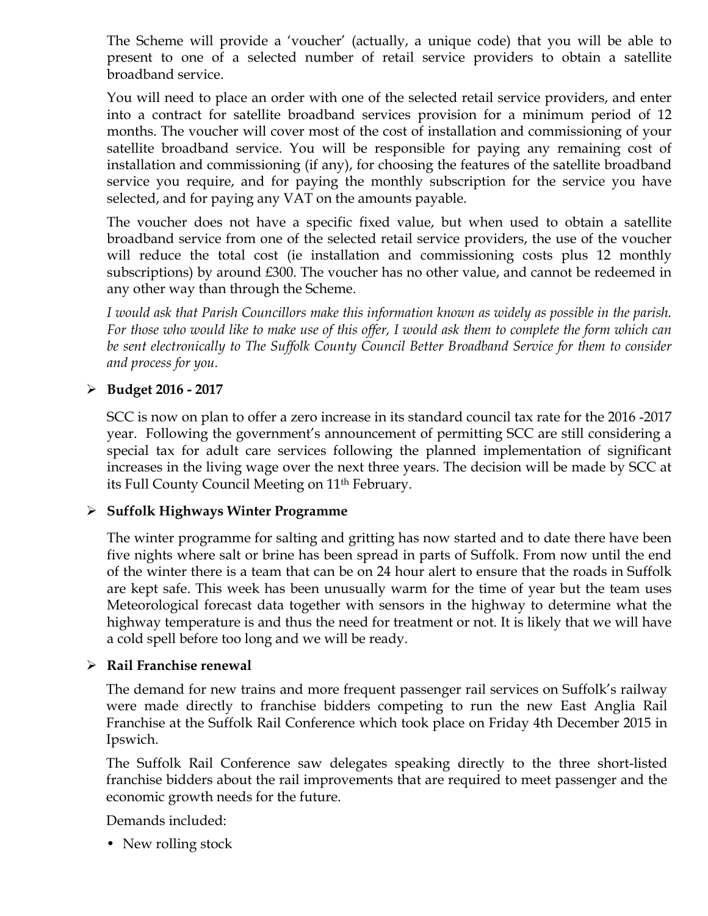The Scheme will provide a 'voucher' (actually, a unique code) that you will be able to present to one of a selected number of retail service providers to obtain a satellite broadband service.

You will need to place an order with one of the selected retail service providers, and enter into a contract for satellite broadband services provision for a minimum period of 12 months. The voucher will cover most of the cost of installation and commissioning of your satellite broadband service. You will be responsible for paying any remaining cost of installation and commissioning (if any), for choosing the features of the satellite broadband service you require, and for paying the monthly subscription for the service you have selected, and for paying any VAT on the amounts payable.

The voucher does not have a specific fixed value, but when used to obtain a satellite broadband service from one of the selected retail service providers, the use of the voucher will reduce the total cost (ie installation and commissioning costs plus 12 monthly subscriptions) by around £300. The voucher has no other value, and cannot be redeemed in any other way than through the Scheme.

*I would ask that Parish Councillors make this information known as widely as possible in the parish. For those who would like to make use of this offer, I would ask them to complete the form which can be sent electronically to The Suffolk County Council Better Broadband Service for them to consider and process for you.*

- **Budget 2016 - 2017**

  SCC is now on plan to offer a zero increase in its standard council tax rate for the 2016 -2017 year. Following the government's announcement of permitting SCC are still considering a special tax for adult care services following the planned implementation of significant increases in the living wage over the next three years. The decision will be made by SCC at its Full County Council Meeting on 11th February.

- **Suffolk Highways Winter Programme**

  The winter programme for salting and gritting has now started and to date there have been five nights where salt or brine has been spread in parts of Suffolk. From now until the end of the winter there is a team that can be on 24 hour alert to ensure that the roads in Suffolk are kept safe. This week has been unusually warm for the time of year but the team uses Meteorological forecast data together with sensors in the highway to determine what the highway temperature is and thus the need for treatment or not. It is likely that we will have a cold spell before too long and we will be ready.

- **Rail Franchise renewal**

  The demand for new trains and more frequent passenger rail services on Suffolk's railway were made directly to franchise bidders competing to run the new East Anglia Rail Franchise at the Suffolk Rail Conference which took place on Friday 4th December 2015 in Ipswich.

  The Suffolk Rail Conference saw delegates speaking directly to the three short-listed franchise bidders about the rail improvements that are required to meet passenger and the economic growth needs for the future.

  Demands included:

  - New rolling stock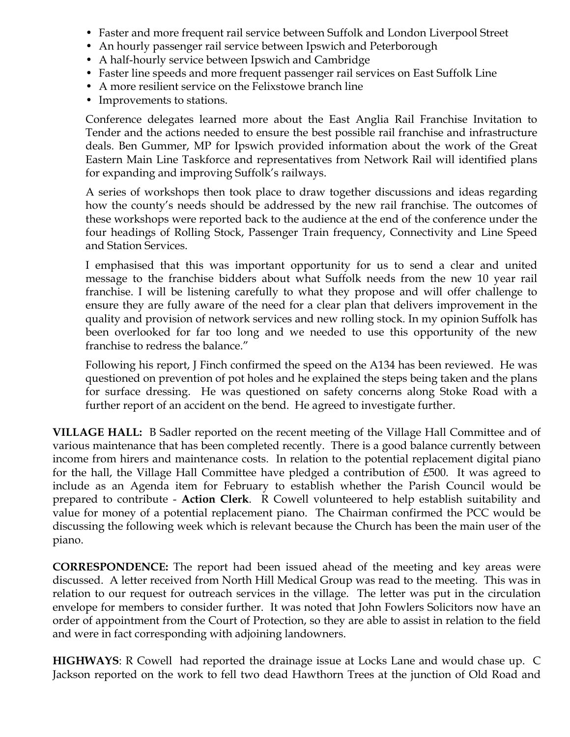- Faster and more frequent rail service between Suffolk and London Liverpool Street
- An hourly passenger rail service between Ipswich and Peterborough
- A half-hourly service between Ipswich and Cambridge
- Faster line speeds and more frequent passenger rail services on East Suffolk Line
- A more resilient service on the Felixstowe branch line
- Improvements to stations.

Conference delegates learned more about the East Anglia Rail Franchise Invitation to Tender and the actions needed to ensure the best possible rail franchise and infrastructure deals. Ben Gummer, MP for Ipswich provided information about the work of the Great Eastern Main Line Taskforce and representatives from Network Rail will identified plans for expanding and improving Suffolk's railways.

A series of workshops then took place to draw together discussions and ideas regarding how the county's needs should be addressed by the new rail franchise. The outcomes of these workshops were reported back to the audience at the end of the conference under the four headings of Rolling Stock, Passenger Train frequency, Connectivity and Line Speed and Station Services.

I emphasised that this was important opportunity for us to send a clear and united message to the franchise bidders about what Suffolk needs from the new 10 year rail franchise. I will be listening carefully to what they propose and will offer challenge to ensure they are fully aware of the need for a clear plan that delivers improvement in the quality and provision of network services and new rolling stock. In my opinion Suffolk has been overlooked for far too long and we needed to use this opportunity of the new franchise to redress the balance."

Following his report, J Finch confirmed the speed on the A134 has been reviewed. He was questioned on prevention of pot holes and he explained the steps being taken and the plans for surface dressing. He was questioned on safety concerns along Stoke Road with a further report of an accident on the bend. He agreed to investigate further.

**VILLAGE HALL:** B Sadler reported on the recent meeting of the Village Hall Committee and of various maintenance that has been completed recently. There is a good balance currently between income from hirers and maintenance costs. In relation to the potential replacement digital piano for the hall, the Village Hall Committee have pledged a contribution of £500. It was agreed to include as an Agenda item for February to establish whether the Parish Council would be prepared to contribute - **Action Clerk**. R Cowell volunteered to help establish suitability and value for money of a potential replacement piano. The Chairman confirmed the PCC would be discussing the following week which is relevant because the Church has been the main user of the piano.

**CORRESPONDENCE:** The report had been issued ahead of the meeting and key areas were discussed. A letter received from North Hill Medical Group was read to the meeting. This was in relation to our request for outreach services in the village. The letter was put in the circulation envelope for members to consider further. It was noted that John Fowlers Solicitors now have an order of appointment from the Court of Protection, so they are able to assist in relation to the field and were in fact corresponding with adjoining landowners.

**HIGHWAYS**: R Cowell had reported the drainage issue at Locks Lane and would chase up. C Jackson reported on the work to fell two dead Hawthorn Trees at the junction of Old Road and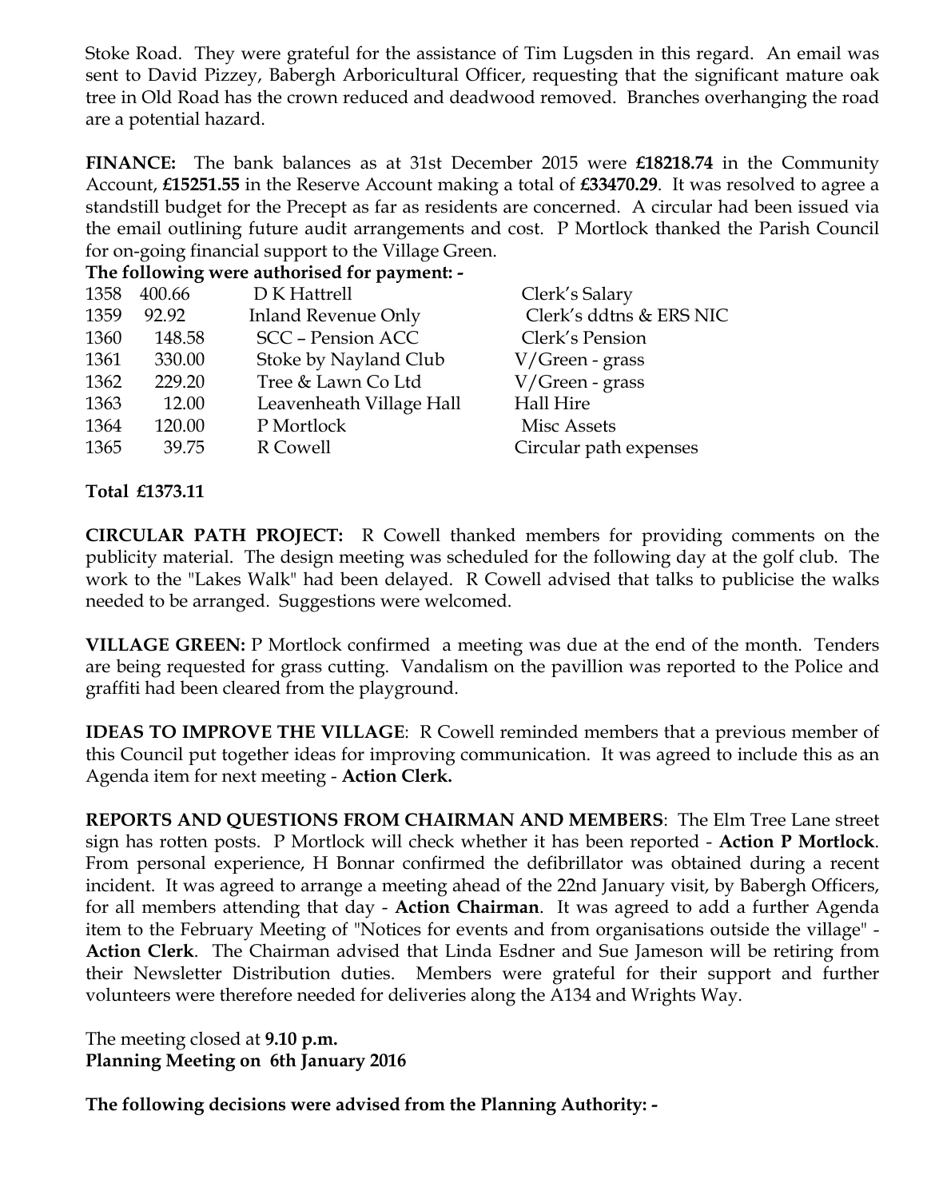Stoke Road. They were grateful for the assistance of Tim Lugsden in this regard. An email was sent to David Pizzey, Babergh Arboricultural Officer, requesting that the significant mature oak tree in Old Road has the crown reduced and deadwood removed. Branches overhanging the road are a potential hazard.

**FINANCE:** The bank balances as at 31st December 2015 were **£18218.74** in the Community Account, **£15251.55** in the Reserve Account making a total of **£33470.29**. It was resolved to agree a standstill budget for the Precept as far as residents are concerned. A circular had been issued via the email outlining future audit arrangements and cost. P Mortlock thanked the Parish Council for on-going financial support to the Village Green.

**The following were authorised for payment: -**

| | | | |
|---|---|---|---|
| 1358 | 400.66 | D K Hattrell | Clerk's Salary |
| 1359 | 92.92 | Inland Revenue Only | Clerk's ddtns & ERS NIC |
| 1360 | 148.58 | SCC – Pension ACC | Clerk's Pension |
| 1361 | 330.00 | Stoke by Nayland Club | V/Green - grass |
| 1362 | 229.20 | Tree & Lawn Co Ltd | V/Green - grass |
| 1363 | 12.00 | Leavenheath Village Hall | Hall Hire |
| 1364 | 120.00 | P Mortlock | Misc Assets |
| 1365 | 39.75 | R Cowell | Circular path expenses |

**Total £1373.11**

**CIRCULAR PATH PROJECT:** R Cowell thanked members for providing comments on the publicity material. The design meeting was scheduled for the following day at the golf club. The work to the "Lakes Walk" had been delayed. R Cowell advised that talks to publicise the walks needed to be arranged. Suggestions were welcomed.

**VILLAGE GREEN:** P Mortlock confirmed a meeting was due at the end of the month. Tenders are being requested for grass cutting. Vandalism on the pavillion was reported to the Police and graffiti had been cleared from the playground.

**IDEAS TO IMPROVE THE VILLAGE**: R Cowell reminded members that a previous member of this Council put together ideas for improving communication. It was agreed to include this as an Agenda item for next meeting - **Action Clerk.**

**REPORTS AND QUESTIONS FROM CHAIRMAN AND MEMBERS**: The Elm Tree Lane street sign has rotten posts. P Mortlock will check whether it has been reported - **Action P Mortlock**. From personal experience, H Bonnar confirmed the defibrillator was obtained during a recent incident. It was agreed to arrange a meeting ahead of the 22nd January visit, by Babergh Officers, for all members attending that day - **Action Chairman**. It was agreed to add a further Agenda item to the February Meeting of "Notices for events and from organisations outside the village" - **Action Clerk**. The Chairman advised that Linda Esdner and Sue Jameson will be retiring from their Newsletter Distribution duties. Members were grateful for their support and further volunteers were therefore needed for deliveries along the A134 and Wrights Way.

The meeting closed at **9.10 p.m.**
**Planning Meeting on 6th January 2016**

**The following decisions were advised from the Planning Authority: -**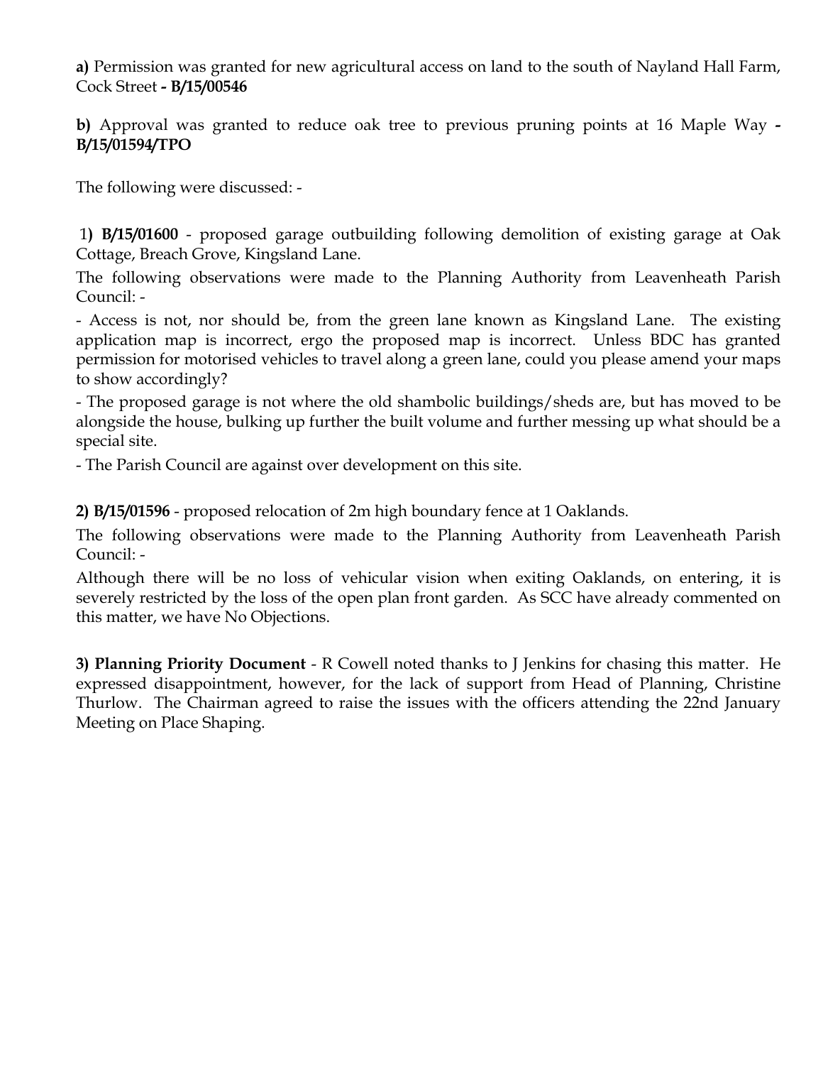**a)** Permission was granted for new agricultural access on land to the south of Nayland Hall Farm, Cock Street **- B/15/00546**

**b)** Approval was granted to reduce oak tree to previous pruning points at 16 Maple Way **- B/15/01594/TPO**

The following were discussed: -

1**) B/15/01600** - proposed garage outbuilding following demolition of existing garage at Oak Cottage, Breach Grove, Kingsland Lane.

The following observations were made to the Planning Authority from Leavenheath Parish Council: -

- Access is not, nor should be, from the green lane known as Kingsland Lane. The existing application map is incorrect, ergo the proposed map is incorrect. Unless BDC has granted permission for motorised vehicles to travel along a green lane, could you please amend your maps to show accordingly?
- The proposed garage is not where the old shambolic buildings/sheds are, but has moved to be alongside the house, bulking up further the built volume and further messing up what should be a special site.
- The Parish Council are against over development on this site.

**2) B/15/01596** - proposed relocation of 2m high boundary fence at 1 Oaklands.

The following observations were made to the Planning Authority from Leavenheath Parish Council: -

Although there will be no loss of vehicular vision when exiting Oaklands, on entering, it is severely restricted by the loss of the open plan front garden. As SCC have already commented on this matter, we have No Objections.

**3) Planning Priority Document** - R Cowell noted thanks to J Jenkins for chasing this matter. He expressed disappointment, however, for the lack of support from Head of Planning, Christine Thurlow. The Chairman agreed to raise the issues with the officers attending the 22nd January Meeting on Place Shaping.